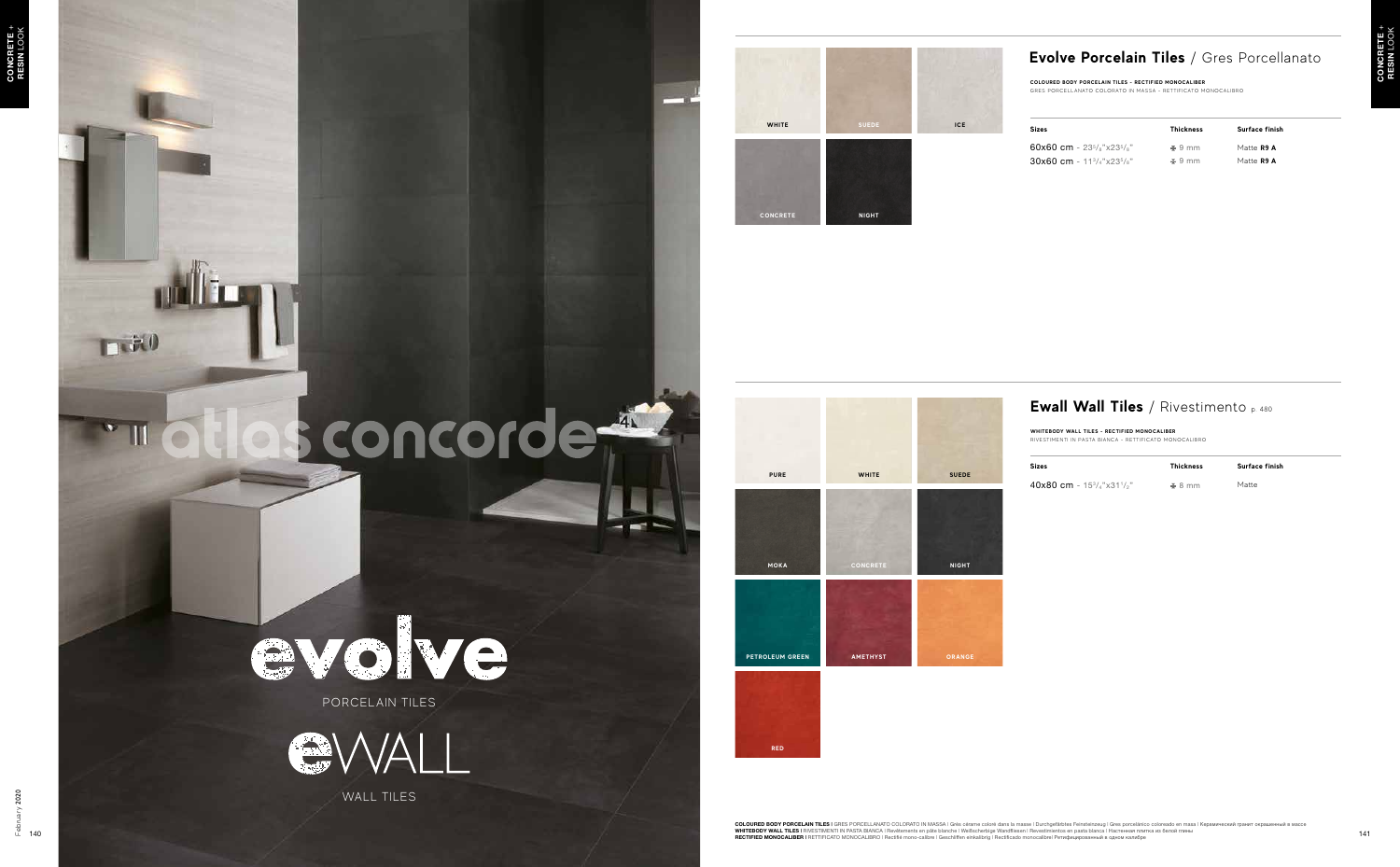atlas concorde

evolve

PORCELAIN TILES

eWALL

WALL TILES

## Evolve Porcelain Tiles / Gres Porcellanato

**COLOURED BODY PORCELAIN TILES - RECTIFIED MONOCALIBER**
GRES PORCELLANATO COLORATO IN MASSA - RETTIFICATO MONOCALIBRO

WHITE | SUEDE | ICE | CONCRETE | NIGHT

| Sizes | Thickness | Surface finish |
|---|---|---|
| 60x60 cm - $23^5/_8$"x$23^5/_8$" | 9 mm | Matte **R9 A** |
| 30x60 cm - $11^7/_8$"x$23^5/_8$" | 9 mm | Matte **R9 A** |

## Ewall Wall Tiles / Rivestimento p. 480

**WHITEBODY WALL TILES - RECTIFIED MONOCALIBER**
RIVESTIMENTI IN PASTA BIANCA - RETTIFICATO MONOCALIBRO

PURE | WHITE | SUEDE | MOKA | CONCRETE | NIGHT | PETROLEUM GREEN | AMETHYST | ORANGE | RED

| Sizes | Thickness | Surface finish |
|---|---|---|
| 40x80 cm - $15^3/_4$"x$31^1/_2$" | 8 mm | Matte |

**COLOURED BODY PORCELAIN TILES** I GRES PORCELLANATO COLORATO IN MASSA I Grès cérame coloré dans la masse I Durchgefärbtes Feinsteinzeug I Gres porcelánico coloreado en masa I Керамический гранит окрашенный в массе
**WHITEBODY WALL TILES** I RIVESTIMENTI IN PASTA BIANCA I Revêtements en pâte blanche I Weißscherbige Wandfliesen I Revestimientos en pasta blanca I Настенная плитка из белой глины
**RECTIFIED MONOCALIBER** I RETTIFICATO MONOCALIBRO I Rectifié mono-calibre I Geschliffen einkalibrig I Rectificado monocalibre I Ретифицированный в одном калибре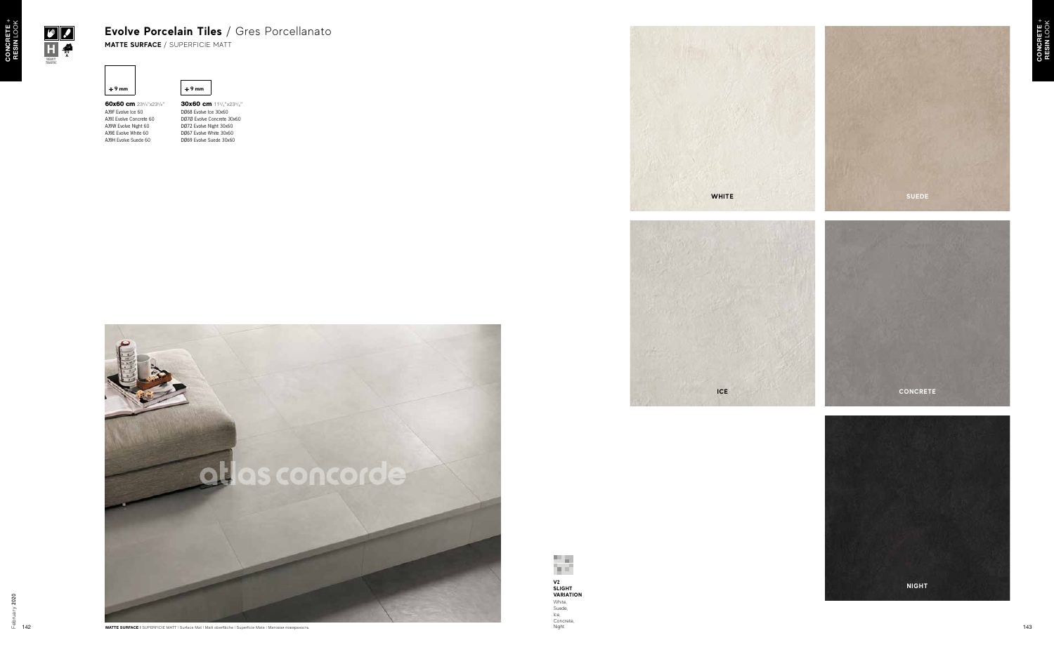# Evolve Porcelain Tiles / Gres Porcellanato

**MATTE SURFACE** / SUPERFICIE MATT

HEAVY TRAFFIC

± 9 mm

**60x60 cm** 23⅝"x23⅝"

AJ9F Evolve Ice 60
AJ9I Evolve Concrete 60
AJ9W Evolve Night 60
AJ9E Evolve White 60
AJ9H Evolve Suede 60

± 9 mm

**30x60 cm** 11¾"x23⅝"

DØ68 Evolve Ice 30x60
DØ70 Evolve Concrete 30x60
DØ72 Evolve Night 30x60
DØ67 Evolve White 30x60
DØ69 Evolve Suede 30x60

**MATTE SURFACE** | SUPERFICIE MATT | Surface Mat | Matt oberfläche | Superficie Mate | Матовая поверхность

**V2**
**SLIGHT VARIATION**
White, Suede, Ice, Concrete, Night

WHITE

SUEDE

ICE

CONCRETE

NIGHT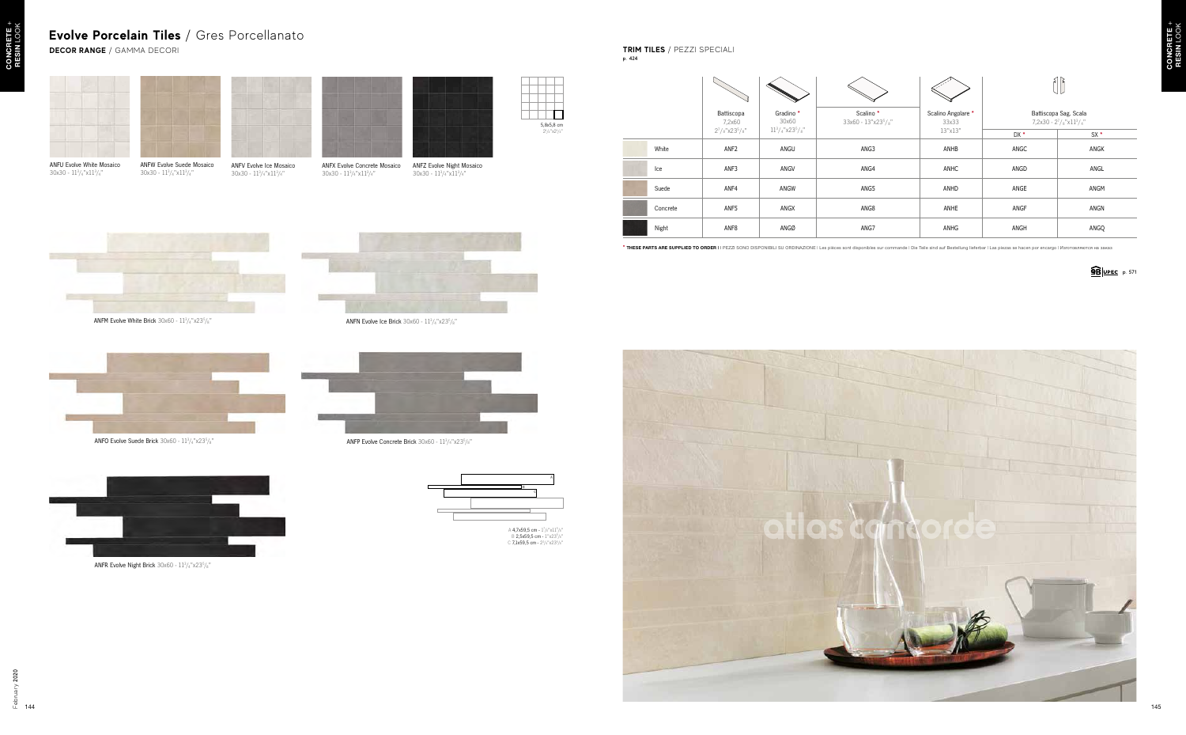# Evolve Porcelain Tiles / Gres Porcellanato

**DECOR RANGE** / GAMMA DECORI

5,8x5,8 cm
$2^{1}/_{4}$"x$2^{1}/_{4}$"

ANFU Evolve White Mosaico
30x30 - $11^{3}/_{4}$"x$11^{3}/_{4}$"

ANFW Evolve Suede Mosaico
30x30 - $11^{3}/_{4}$"x$11^{3}/_{4}$"

ANFV Evolve Ice Mosaico
30x30 - $11^{3}/_{4}$"x$11^{3}/_{4}$"

ANFX Evolve Concrete Mosaico
30x30 - $11^{3}/_{4}$"x$11^{3}/_{4}$"

ANFZ Evolve Night Mosaico
30x30 - $11^{3}/_{4}$"x$11^{3}/_{4}$"

ANFM Evolve White Brick 30x60 - $11^{3}/_{4}$"x$23^{5}/_{8}$"

ANFN Evolve Ice Brick 30x60 - $11^{3}/_{4}$"x$23^{5}/_{8}$"

ANFO Evolve Suede Brick 30x60 - $11^{3}/_{4}$"x$23^{5}/_{8}$"

ANFP Evolve Concrete Brick 30x60 - $11^{3}/_{4}$"x$23^{5}/_{8}$"

ANFR Evolve Night Brick 30x60 - $11^{3}/_{4}$"x$23^{5}/_{8}$"

A 4,7x59,5 cm - $1^{7}/_{8}$"x$11^{3}/_{4}$"
B 2,5x59,5 cm - 1"x$23^{3}/_{8}$"
C 7,1x59,5 cm - $2^{3}/_{4}$"x$23^{3}/_{8}$"

**TRIM TILES** / PEZZI SPECIALI

p. 424

| | Battiscopa 7,2x60 $2^{7}/_{8}$"x$23^{5}/_{8}$" | Gradino * 30x60 $11^{3}/_{4}$"x$23^{5}/_{8}$" | Scalino * 33x60 - 13"x$23^{5}/_{8}$" | Scalino Angolare * 33x33 13"x13" | Battiscopa Sag. Scala 7,2x30 - $2^{7}/_{8}$"x$11^{3}/_{4}$" | |
|---|---|---|---|---|---|---|
| | | | | | DX * | SX * |
| White | ANF2 | ANGU | ANG3 | ANHB | ANGC | ANGK |
| Ice | ANF3 | ANGV | ANG4 | ANHC | ANGD | ANGL |
| Suede | ANF4 | ANGW | ANG5 | ANHD | ANGE | ANGM |
| Concrete | ANF5 | ANGX | ANG8 | ANHE | ANGF | ANGN |
| Night | ANF8 | ANGØ | ANG7 | ANHG | ANGH | ANGQ |

\* **THESE PARTS ARE SUPPLIED TO ORDER** | I PEZZI SONO DISPONIBILI SU ORDINAZIONE | Les pièces sont disponibles sur commande | Die Teile sind auf Bestellung lieferbar | Las piezas se hacen por encargo | Изготовляется на заказ

SB UPEC p. 571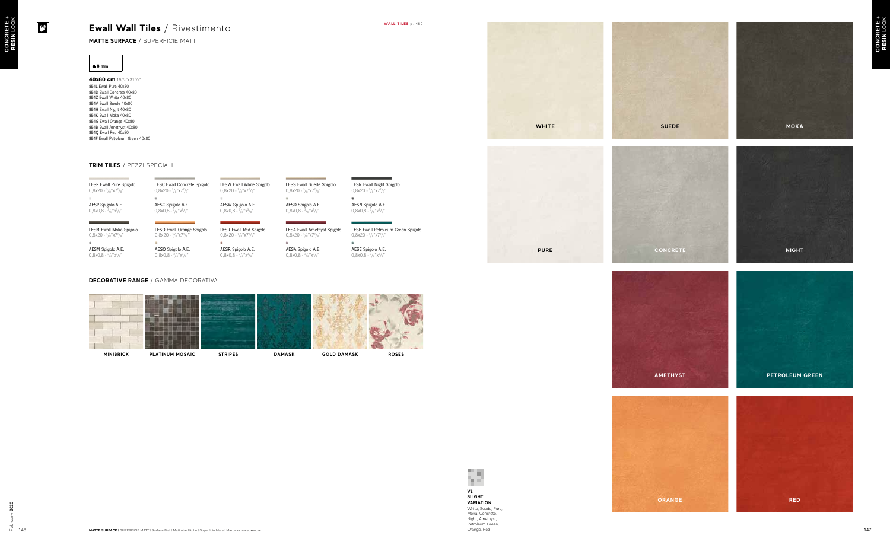# Ewall Wall Tiles / Rivestimento

**MATTE SURFACE** / SUPERFICIE MATT

WALL TILES p. 480

8 mm

**40x80 cm** 15¾"x31½"

8E4L Ewall Pure 40x80
8E4D Ewall Concrete 40x80
8E4Z Ewall White 40x80
8E4V Ewall Suede 40x80
8E4H Ewall Night 40x80
8E4K Ewall Moka 40x80
8E4G Ewall Orange 40x80
8E4B Ewall Amethyst 40x80
8E4Q Ewall Red 40x80
8E4F Ewall Petroleum Green 40x80

## TRIM TILES / PEZZI SPECIALI

LESP Ewall Pure Spigolo
0,8x20 - ⅜"x7⅞"

AESP Spigolo A.E.
0,8x0,8 - ⅜"x⅜"

LESC Ewall Concrete Spigolo
0,8x20 - ⅜"x7⅞"

AESC Spigolo A.E.
0,8x0,8 - ⅜"x⅜"

LESW Ewall White Spigolo
0,8x20 - ⅜"x7⅞"

AESW Spigolo A.E.
0,8x0,8 - ⅜"x⅜"

LESS Ewall Suede Spigolo
0,8x20 - ⅜"x7⅞"

AESD Spigolo A.E.
0,8x0,8 - ⅜"x⅜"

LESN Ewall Night Spigolo
0,8x20 - ⅜"x7⅞"

AESN Spigolo A.E.
0,8x0,8 - ⅜"x⅜"

LESM Ewall Moka Spigolo
0,8x20 - ⅜"x7⅞"

AESM Spigolo A.E.
0,8x0,8 - ⅜"x⅜"

LESO Ewall Orange Spigolo
0,8x20 - ⅜"x7⅞"

AESO Spigolo A.E.
0,8x0,8 - ⅜"x⅜"

LESR Ewall Red Spigolo
0,8x20 - ⅜"x7⅞"

AESR Spigolo A.E.
0,8x0,8 - ⅜"x⅜"

LESA Ewall Amethyst Spigolo
0,8x20 - ⅜"x7⅞"

AESA Spigolo A.E.
0,8x0,8 - ⅜"x⅜"

LESE Ewall Petroleum Green Spigolo
0,8x20 - ⅜"x7⅞"

AESE Spigolo A.E.
0,8x0,8 - ⅜"x⅜"

## DECORATIVE RANGE / GAMMA DECORATIVA

MINIBRICK
PLATINUM MOSAIC
STRIPES
DAMASK
GOLD DAMASK
ROSES

WHITE
SUEDE
MOKA
PURE
CONCRETE
NIGHT
AMETHYST
PETROLEUM GREEN
ORANGE
RED

**V2**
**SLIGHT VARIATION**
White, Suede, Pure, Moka, Concrete, Night, Amethyst, Petroleum Green, Orange, Red

**MATTE SURFACE** | SUPERFICIE MATT | Surface Mat | Matt oberfläche | Superficie Mate | Матовая поверхность